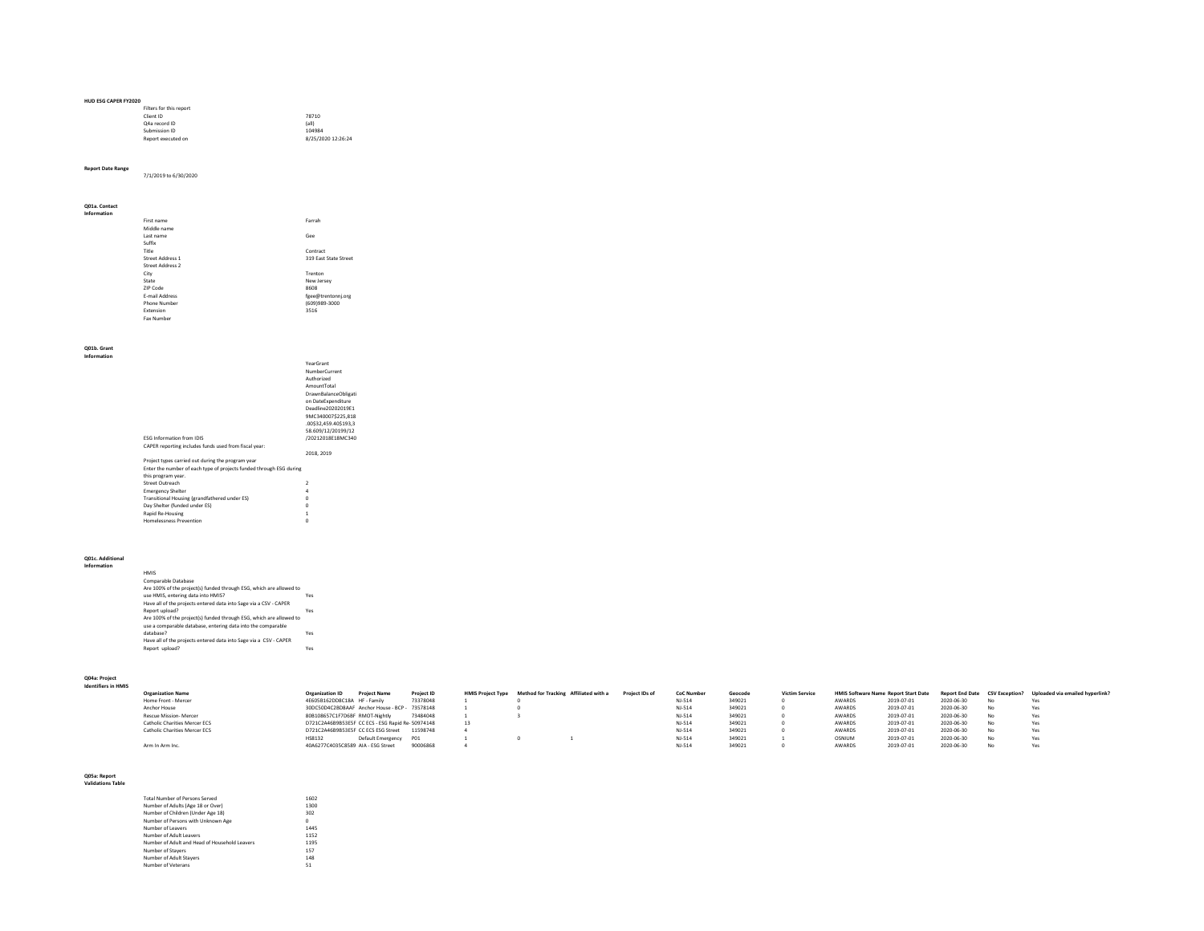**HUD ESG CAPER FY2020**

| Filters for this report | |
|---|---|
| Client ID | 78710 |
| Q4a record ID | (all) |
| Submission ID | 104984 |
| Report executed on | 8/25/2020 12:26:24 |

**Report Date Range**

7/1/2019 to 6/30/2020

**Q01a. Contact Information**

| | |
|---|---|
| First name | Farrah |
| Middle name | |
| Last name | Gee |
| Suffix | |
| Title | Contract |
| Street Address 1 | 319 East State Street |
| Street Address 2 | |
| City | Trenton |
| State | New Jersey |
| ZIP Code | 8608 |
| E-mail Address | fgee@trentonnj.org |
| Phone Number | (609)989-3000 |
| Extension | 3516 |
| Fax Number | |

**Q01b. Grant Information**

| | |
|---|---|
| ESG Information from IDIS | YearGrant NumberCurrent Authorized AmountTotal DrawnBalanceObligation DateExpenditure Deadline20202019E19MC340007$225,818.00$32,459.40$193,358.609/12/20199/12/20212018E18MC340 |
| CAPER reporting includes funds used from fiscal year: | 2018, 2019 |
| Project types carried out during the program year | |
| Enter the number of each type of projects funded through ESG during this program year. | |
| Street Outreach | 2 |
| Emergency Shelter | 4 |
| Transitional Housing (grandfathered under ES) | 0 |
| Day Shelter (funded under ES) | 0 |
| Rapid Re-Housing | 1 |
| Homelessness Prevention | 0 |

**Q01c. Additional Information**

| | |
|---|---|
| HMIS | |
| Comparable Database | |
| Are 100% of the project(s) funded through ESG, which are allowed to use HMIS, entering data into HMIS? | Yes |
| Have all of the projects entered data into Sage via a CSV - CAPER Report upload? | Yes |
| Are 100% of the project(s) funded through ESG, which are allowed to use a comparable database, entering data into the comparable database? | Yes |
| Have all of the projects entered data into Sage via a CSV - CAPER Report upload? | Yes |

**Q04a: Project Identifiers in HMIS**

| Organization Name | Organization ID | Project Name | Project ID | HMIS Project Type | Method for Tracking | Affiliated with a | Project IDs of | CoC Number | Geocode | Victim Service | HMIS Software Name | Report Start Date | Report End Date | CSV Exception? | Uploaded via emailed hyperlink? |
|---|---|---|---|---|---|---|---|---|---|---|---|---|---|---|---|
| Home Front - Mercer | 4E605B162DD8C18A | HF - Family | 73378048 | 1 | 0 | | | NJ-514 | 349021 | 0 | AWARDS | 2019-07-01 | 2020-06-30 | No | Yes |
| Anchor House | 300C50D4C28D8AAF | Anchor House - BCP - | 73578148 | 1 | 0 | | | NJ-514 | 349021 | 0 | AWARDS | 2019-07-01 | 2020-06-30 | No | Yes |
| Rescue Mission- Mercer | 808108657C1F7D6BF | RMOT-Nightly | 73484048 | 1 | 3 | | | NJ-514 | 349021 | 0 | AWARDS | 2019-07-01 | 2020-06-30 | No | Yes |
| Catholic Charities Mercer ECS | D721C2A46B9B53E5F | CC ECS - ESG Rapid Re- | 50974148 | 13 | | | | NJ-514 | 349021 | 0 | AWARDS | 2019-07-01 | 2020-06-30 | No | Yes |
| Catholic Charities Mercer ECS | D721C2A46B9B53E5F | CC ECS ESG Street | 11598748 | 4 | | | | NJ-514 | 349021 | 0 | AWARDS | 2019-07-01 | 2020-06-30 | No | Yes |
| | HS8132 | Default Emergency | P01 | 1 | 0 | 1 | | NJ-514 | 349021 | 1 | OSNIUM | 2019-07-01 | 2020-06-30 | No | Yes |
| Arm In Arm Inc. | 40A6277C4035C8589 | AIA - ESG Street | 90006868 | 4 | | | | NJ-514 | 349021 | 0 | AWARDS | 2019-07-01 | 2020-06-30 | No | Yes |

**Q05a: Report Validations Table**

| | |
|---|---|
| Total Number of Persons Served | 1602 |
| Number of Adults (Age 18 or Over) | 1300 |
| Number of Children (Under Age 18) | 302 |
| Number of Persons with Unknown Age | 0 |
| Number of Leavers | 1445 |
| Number of Adult Leavers | 1152 |
| Number of Adult and Head of Household Leavers | 1195 |
| Number of Stayers | 157 |
| Number of Adult Stayers | 148 |
| Number of Veterans | 51 |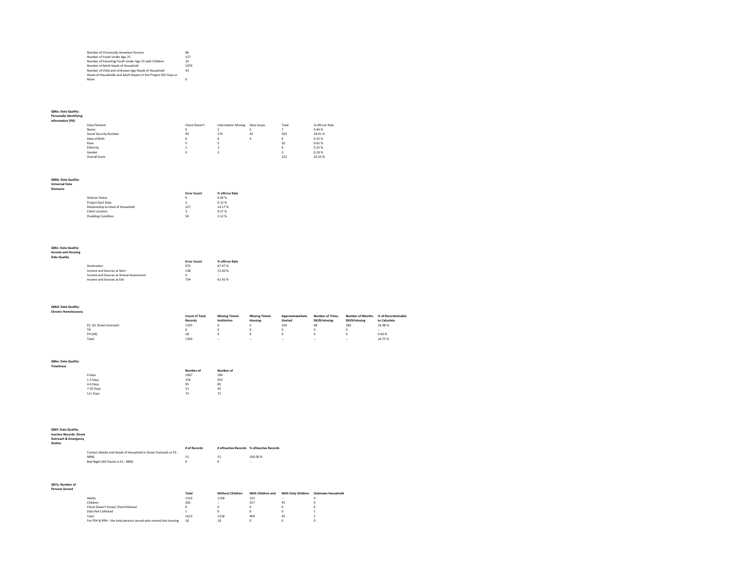| | |
|---|---|
| Number of Chronically Homeless Persons | 86 |
| Number of Youth Under Age 25 | 157 |
| Number of Parenting Youth Under Age 25 with Children | 33 |
| Number of Adult Heads of Household | 1070 |
| Number of Child and Unknown-Age Heads of Household | 43 |
| Heads of Households and Adult Stayers in the Project 365 Days or More | 0 |

**Q06a: Data Quality: Personally Identifying Information (PII)**

| Data Element | Client Doesn't | Information Missing | Data Issues | Total | % ofError Rate |
|---|---|---|---|---|---|
| Name | 0 | 2 | 5 | 7 | 0.44 % |
| Social Security Number | 90 | 170 | 43 | 303 | 18.91 % |
| Date of Birth | 0 | 0 | 4 | 4 | 0.25 % |
| Race | 5 | 5 | | 10 | 0.62 % |
| Ethnicity | 1 | 3 | | 4 | 0.25 % |
| Gender | 0 | 3 | | 3 | 0.19 % |
| Overall Score | | | | 322 | 20.10 % |

**Q06b: Data Quality: Universal Data Elements**

| | Error Count | % ofError Rate |
|---|---|---|
| Veteran Status | 6 | 0.46 % |
| Project Start Date | 2 | 0.12 % |
| Relationship to Head of Household | 227 | 14.17 % |
| Client Location | 3 | 0.27 % |
| Disabling Condition | 50 | 3.12 % |

**Q06c: Data Quality: Income and Housing Data Quality**

| | Error Count | % ofError Rate |
|---|---|---|
| Destination | 975 | 67.47 % |
| Income and Sources at Start | 138 | 12.40 % |
| Income and Sources at Annual Assessment | 0 | -- |
| Income and Sources at Exit | 734 | 61.42 % |

**Q06d: Data Quality: Chronic Homelessness**

| | Count of Total Records | Missing Timein Institution | Missing Timein Housing | ApproximateDate Started | Number of Times DK/R/missing | Number of Months DK/R/missing | % of RecordsUnable to Calculate |
|---|---|---|---|---|---|---|---|
| ES, SH, Street Outreach | 1325 | 0 | 0 | 164 | 48 | 180 | 16.98 % |
| TH | 0 | 0 | 0 | 0 | 0 | 0 | -- |
| PH (All) | 18 | 0 | 0 | 0 | 0 | 0 | 0.00 % |
| Total | 1343 | -- | -- | -- | -- | -- | 16.75 % |

**Q06e: Data Quality: Timeliness**

| | Number of | Number of |
|---|---|---|
| 0 days | 1007 | 283 |
| 1-3 Days | 376 | 953 |
| 4-6 Days | 95 | 85 |
| 7-10 Days | 51 | 42 |
| 11+ Days | 73 | 71 |

**Q06f: Data Quality: Inactive Records: Street Outreach & Emergency Shelter**

| | # of Records | # ofInactive Records | % ofInactive Records |
|---|---|---|---|
| Contact (Adults and Heads of Household in Street Outreach or ES - NBN) | 15 | 15 | 100.00 % |
| Bed Night (All Clients in ES - NBN) | 0 | 0 | -- |

**Q07a: Number of Persons Served**

| | Total | Without Children | With Children and | With Only Children | Unknown Household |
|---|---|---|---|---|---|
| Adults | 1310 | 1158 | 152 | -- | 0 |
| Children | 302 | -- | 257 | 45 | 0 |
| Client Doesn't Know/ Client Refused | 0 | 0 | 0 | 0 | 0 |
| Data Not Collected | 1 | 0 | 0 | 0 | 1 |
| Total | 1613 | 1158 | 409 | 45 | 1 |
| For PSH & RRH -- the total persons served who moved into housing | 18 | 18 | 0 | 0 | 0 |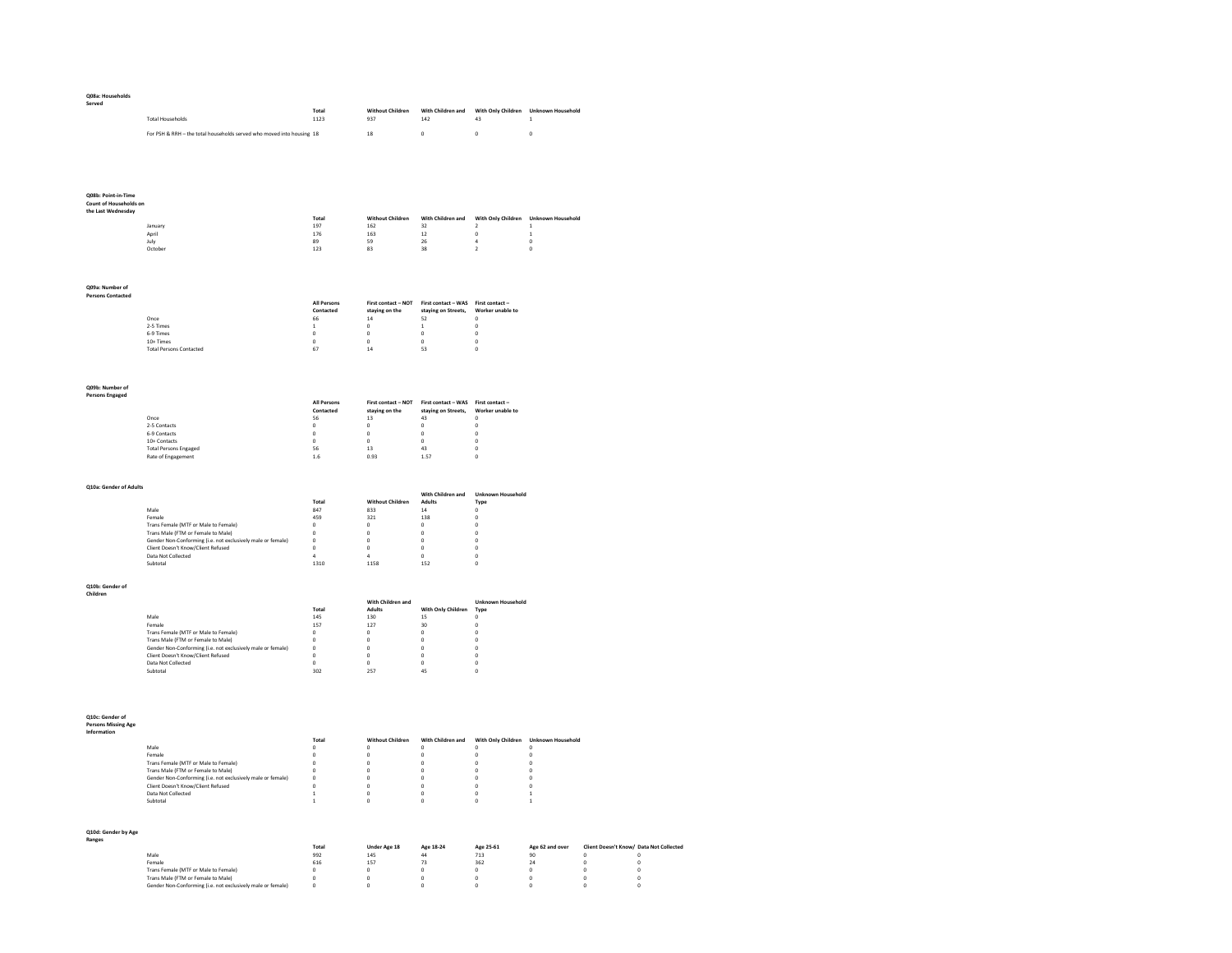**Q08a: Households Served**

| | Total | Without Children | With Children and | With Only Children | Unknown Household |
|---|---|---|---|---|---|
| Total Households | 1123 | 937 | 142 | 43 | 1 |
| For PSH & RRH – the total households served who moved into housing | 18 | 18 | 0 | 0 | 0 |

**Q08b: Point-in-Time Count of Households on the Last Wednesday**

| | Total | Without Children | With Children and | With Only Children | Unknown Household |
|---|---|---|---|---|---|
| January | 197 | 162 | 32 | 2 | 1 |
| April | 176 | 163 | 12 | 0 | 1 |
| July | 89 | 59 | 26 | 4 | 0 |
| October | 123 | 83 | 38 | 2 | 0 |

**Q09a: Number of Persons Contacted**

| | All Persons Contacted | First contact – NOT staying on the | First contact – WAS staying on Streets, | First contact – Worker unable to |
|---|---|---|---|---|
| Once | 66 | 14 | 52 | 0 |
| 2-5 Times | 1 | 0 | 1 | 0 |
| 6-9 Times | 0 | 0 | 0 | 0 |
| 10+ Times | 0 | 0 | 0 | 0 |
| Total Persons Contacted | 67 | 14 | 53 | 0 |

**Q09b: Number of Persons Engaged**

| | All Persons Contacted | First contact – NOT staying on the | First contact – WAS staying on Streets, | First contact – Worker unable to |
|---|---|---|---|---|
| Once | 56 | 13 | 43 | 0 |
| 2-5 Contacts | 0 | 0 | 0 | 0 |
| 6-9 Contacts | 0 | 0 | 0 | 0 |
| 10+ Contacts | 0 | 0 | 0 | 0 |
| Total Persons Engaged | 56 | 13 | 43 | 0 |
| Rate of Engagement | 1.6 | 0.93 | 1.57 | 0 |

**Q10a: Gender of Adults**

| | Total | Without Children | With Children and Adults | Unknown Household Type |
|---|---|---|---|---|
| Male | 847 | 833 | 14 | 0 |
| Female | 459 | 321 | 138 | 0 |
| Trans Female (MTF or Male to Female) | 0 | 0 | 0 | 0 |
| Trans Male (FTM or Female to Male) | 0 | 0 | 0 | 0 |
| Gender Non-Conforming (i.e. not exclusively male or female) | 0 | 0 | 0 | 0 |
| Client Doesn't Know/Client Refused | 0 | 0 | 0 | 0 |
| Data Not Collected | 4 | 4 | 0 | 0 |
| Subtotal | 1310 | 1158 | 152 | 0 |

**Q10b: Gender of Children**

| | Total | With Children and Adults | With Only Children | Unknown Household Type |
|---|---|---|---|---|
| Male | 145 | 130 | 15 | 0 |
| Female | 157 | 127 | 30 | 0 |
| Trans Female (MTF or Male to Female) | 0 | 0 | 0 | 0 |
| Trans Male (FTM or Female to Male) | 0 | 0 | 0 | 0 |
| Gender Non-Conforming (i.e. not exclusively male or female) | 0 | 0 | 0 | 0 |
| Client Doesn't Know/Client Refused | 0 | 0 | 0 | 0 |
| Data Not Collected | 0 | 0 | 0 | 0 |
| Subtotal | 302 | 257 | 45 | 0 |

**Q10c: Gender of Persons Missing Age Information**

| | Total | Without Children | With Children and | With Only Children | Unknown Household |
|---|---|---|---|---|---|
| Male | 0 | 0 | 0 | 0 | 0 |
| Female | 0 | 0 | 0 | 0 | 0 |
| Trans Female (MTF or Male to Female) | 0 | 0 | 0 | 0 | 0 |
| Trans Male (FTM or Female to Male) | 0 | 0 | 0 | 0 | 0 |
| Gender Non-Conforming (i.e. not exclusively male or female) | 0 | 0 | 0 | 0 | 0 |
| Client Doesn't Know/Client Refused | 0 | 0 | 0 | 0 | 0 |
| Data Not Collected | 1 | 0 | 0 | 0 | 1 |
| Subtotal | 1 | 0 | 0 | 0 | 1 |

**Q10d: Gender by Age Ranges**

| | Total | Under Age 18 | Age 18-24 | Age 25-61 | Age 62 and over | Client Doesn't Know/ | Data Not Collected |
|---|---|---|---|---|---|---|---|
| Male | 992 | 145 | 44 | 713 | 90 | 0 | 0 |
| Female | 616 | 157 | 73 | 362 | 24 | 0 | 0 |
| Trans Female (MTF or Male to Female) | 0 | 0 | 0 | 0 | 0 | 0 | 0 |
| Trans Male (FTM or Female to Male) | 0 | 0 | 0 | 0 | 0 | 0 | 0 |
| Gender Non-Conforming (i.e. not exclusively male or female) | 0 | 0 | 0 | 0 | 0 | 0 | 0 |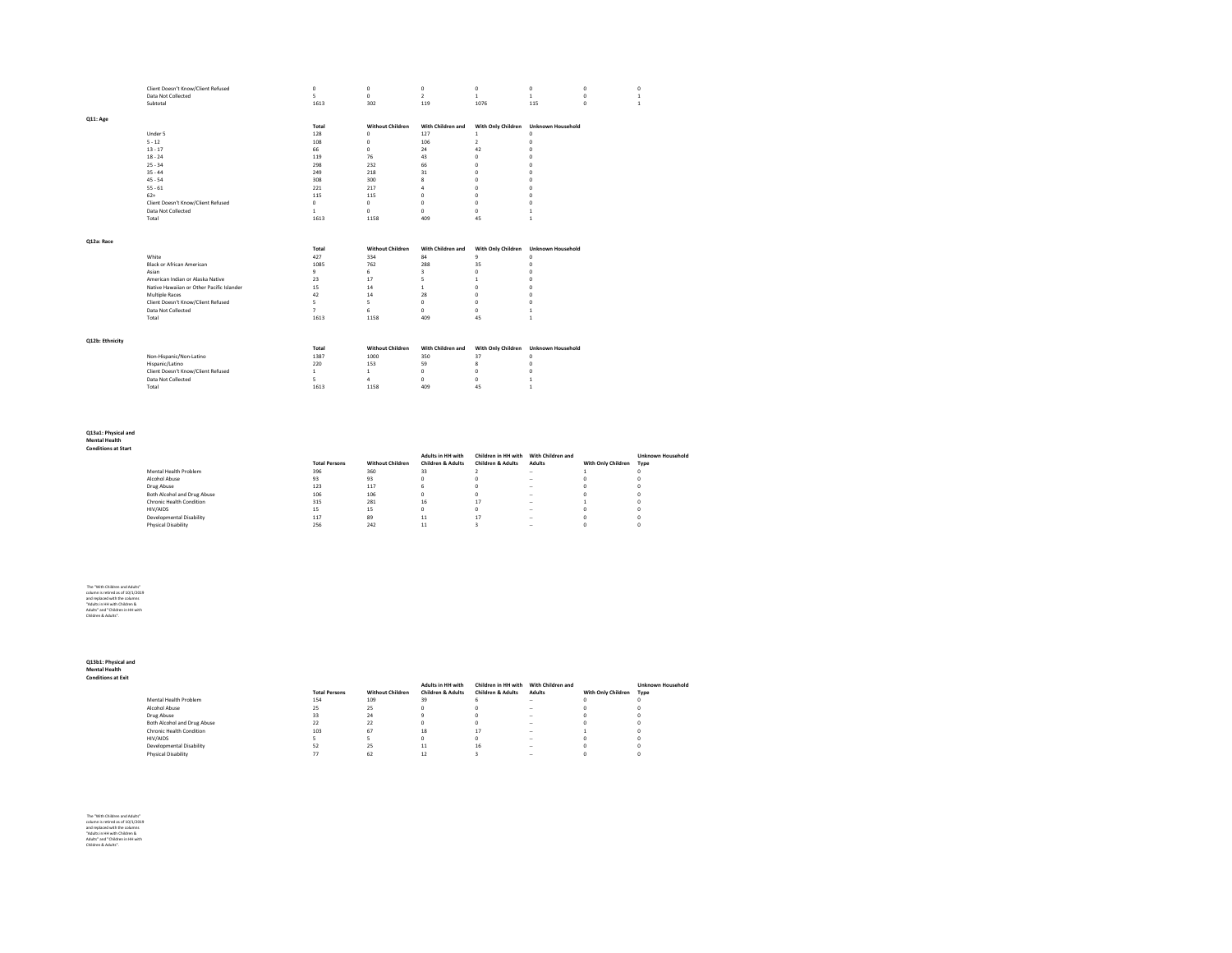| | | | | | | |
|---|---|---|---|---|---|---|
| Client Doesn't Know/Client Refused | 0 | 0 | 0 | 0 | 0 | 0 | 0 |
| Data Not Collected | 5 | 0 | 2 | 1 | 1 | 0 | 1 |
| Subtotal | 1613 | 302 | 119 | 1076 | 115 | 0 | 1 |

**Q11: Age**

| | Total | Without Children | With Children and | With Only Children | Unknown Household |
|---|---|---|---|---|---|
| Under 5 | 128 | 0 | 127 | 1 | 0 |
| 5 - 12 | 108 | 0 | 106 | 2 | 0 |
| 13 - 17 | 66 | 0 | 24 | 42 | 0 |
| 18 - 24 | 119 | 76 | 43 | 0 | 0 |
| 25 - 34 | 298 | 232 | 66 | 0 | 0 |
| 35 - 44 | 249 | 218 | 31 | 0 | 0 |
| 45 - 54 | 308 | 300 | 8 | 0 | 0 |
| 55 - 61 | 221 | 217 | 4 | 0 | 0 |
| 62+ | 115 | 115 | 0 | 0 | 0 |
| Client Doesn't Know/Client Refused | 0 | 0 | 0 | 0 | 0 |
| Data Not Collected | 1 | 0 | 0 | 0 | 1 |
| Total | 1613 | 1158 | 409 | 45 | 1 |

**Q12a: Race**

| | Total | Without Children | With Children and | With Only Children | Unknown Household |
|---|---|---|---|---|---|
| White | 427 | 334 | 84 | 9 | 0 |
| Black or African American | 1085 | 762 | 288 | 35 | 0 |
| Asian | 9 | 6 | 3 | 0 | 0 |
| American Indian or Alaska Native | 23 | 17 | 5 | 1 | 0 |
| Native Hawaiian or Other Pacific Islander | 15 | 14 | 1 | 0 | 0 |
| Multiple Races | 42 | 14 | 28 | 0 | 0 |
| Client Doesn't Know/Client Refused | 5 | 5 | 0 | 0 | 0 |
| Data Not Collected | 7 | 6 | 0 | 0 | 1 |
| Total | 1613 | 1158 | 409 | 45 | 1 |

**Q12b: Ethnicity**

| | Total | Without Children | With Children and | With Only Children | Unknown Household |
|---|---|---|---|---|---|
| Non-Hispanic/Non-Latino | 1387 | 1000 | 350 | 37 | 0 |
| Hispanic/Latino | 220 | 153 | 59 | 8 | 0 |
| Client Doesn't Know/Client Refused | 1 | 1 | 0 | 0 | 0 |
| Data Not Collected | 5 | 4 | 0 | 0 | 1 |
| Total | 1613 | 1158 | 409 | 45 | 1 |

**Q13a1: Physical and Mental Health Conditions at Start**

| | Total Persons | Without Children | Adults in HH with Children & Adults | Children in HH with Children & Adults | With Children and Adults | With Only Children | Unknown Household Type |
|---|---|---|---|---|---|---|---|
| Mental Health Problem | 396 | 360 | 33 | 2 | -- | 1 | 0 |
| Alcohol Abuse | 93 | 93 | 0 | 0 | -- | 0 | 0 |
| Drug Abuse | 123 | 117 | 6 | 0 | -- | 0 | 0 |
| Both Alcohol and Drug Abuse | 106 | 106 | 0 | 0 | -- | 0 | 0 |
| Chronic Health Condition | 315 | 281 | 16 | 17 | -- | 1 | 0 |
| HIV/AIDS | 15 | 15 | 0 | 0 | -- | 0 | 0 |
| Developmental Disability | 117 | 89 | 11 | 17 | -- | 0 | 0 |
| Physical Disability | 256 | 242 | 11 | 3 | -- | 0 | 0 |

The "With Children and Adults" column is retired as of 10/1/2019 and replaced with the columns "Adults in HH with Children & Adults" and "Children in HH with Children & Adults".

**Q13b1: Physical and Mental Health Conditions at Exit**

| | Total Persons | Without Children | Adults in HH with Children & Adults | Children in HH with Children & Adults | With Children and Adults | With Only Children | Unknown Household Type |
|---|---|---|---|---|---|---|---|
| Mental Health Problem | 154 | 109 | 39 | 6 | -- | 0 | 0 |
| Alcohol Abuse | 25 | 25 | 0 | 0 | -- | 0 | 0 |
| Drug Abuse | 33 | 24 | 9 | 0 | -- | 0 | 0 |
| Both Alcohol and Drug Abuse | 22 | 22 | 0 | 0 | -- | 0 | 0 |
| Chronic Health Condition | 103 | 67 | 18 | 17 | -- | 1 | 0 |
| HIV/AIDS | 5 | 5 | 0 | 0 | -- | 0 | 0 |
| Developmental Disability | 52 | 25 | 11 | 16 | -- | 0 | 0 |
| Physical Disability | 77 | 62 | 12 | 3 | -- | 0 | 0 |

The "With Children and Adults" column is retired as of 10/1/2019 and replaced with the columns "Adults in HH with Children & Adults" and "Children in HH with Children & Adults".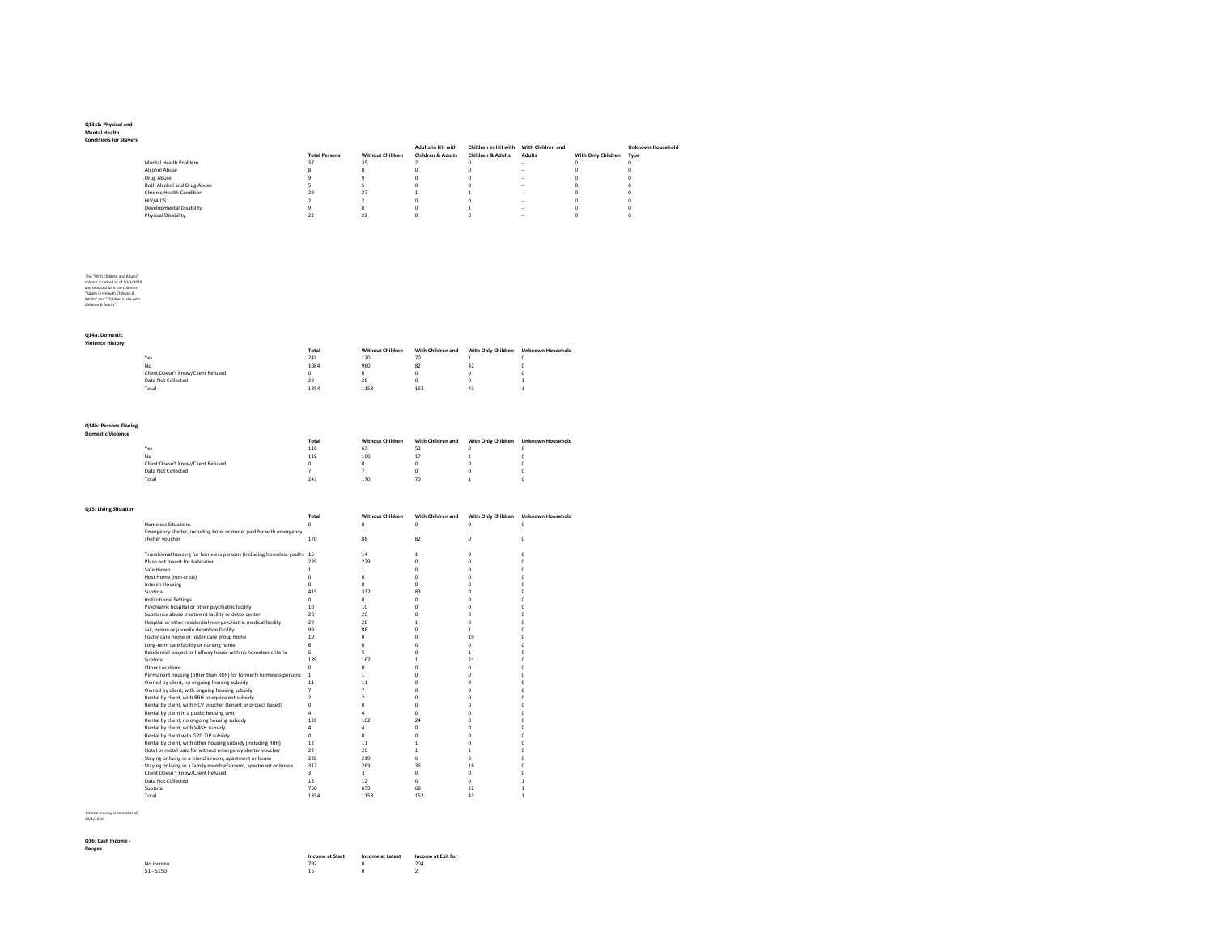**Q13c1: Physical and Mental Health Conditions for Stayers**

| | Total Persons | Without Children | Adults in HH with Children & Adults | Children in HH with Children & Adults | With Children and Adults | With Only Children | Unknown Household Type |
|---|---|---|---|---|---|---|---|
| Mental Health Problem | 37 | 35 | 2 | 0 | -- | 0 | 0 |
| Alcohol Abuse | 8 | 8 | 0 | 0 | -- | 0 | 0 |
| Drug Abuse | 9 | 9 | 0 | 0 | -- | 0 | 0 |
| Both Alcohol and Drug Abuse | 5 | 5 | 0 | 0 | -- | 0 | 0 |
| Chronic Health Condition | 29 | 27 | 1 | 1 | -- | 0 | 0 |
| HIV/AIDS | 2 | 2 | 0 | 0 | -- | 0 | 0 |
| Developmental Disability | 9 | 8 | 0 | 1 | -- | 0 | 0 |
| Physical Disability | 22 | 22 | 0 | 0 | -- | 0 | 0 |

The "With Children and Adults" column is retired as of 10/1/2019 and replaced with the columns "Adults in HH with Children & Adults" and "Children in HH with Children & Adults".

**Q14a: Domestic Violence History**

| | Total | Without Children | With Children and | With Only Children | Unknown Household |
|---|---|---|---|---|---|
| Yes | 241 | 170 | 70 | 1 | 0 |
| No | 1084 | 960 | 82 | 42 | 0 |
| Client Doesn't Know/Client Refused | 0 | 0 | 0 | 0 | 0 |
| Data Not Collected | 29 | 28 | 0 | 0 | 1 |
| Total | 1354 | 1158 | 152 | 43 | 1 |

**Q14b: Persons Fleeing Domestic Violence**

| | Total | Without Children | With Children and | With Only Children | Unknown Household |
|---|---|---|---|---|---|
| Yes | 116 | 63 | 53 | 0 | 0 |
| No | 118 | 100 | 17 | 1 | 0 |
| Client Doesn't Know/Client Refused | 0 | 0 | 0 | 0 | 0 |
| Data Not Collected | 7 | 7 | 0 | 0 | 0 |
| Total | 241 | 170 | 70 | 1 | 0 |

**Q15: Living Situation**

| | Total | Without Children | With Children and | With Only Children | Unknown Household |
|---|---|---|---|---|---|
| Homeless Situations | 0 | 0 | 0 | 0 | 0 |
| Emergency shelter, including hotel or motel paid for with emergency shelter voucher | 170 | 88 | 82 | 0 | 0 |
| Transitional housing for homeless persons (including homeless youth) | 15 | 14 | 1 | 0 | 0 |
| Place not meant for habitation | 229 | 229 | 0 | 0 | 0 |
| Safe Haven | 1 | 1 | 0 | 0 | 0 |
| Host Home (non-crisis) | 0 | 0 | 0 | 0 | 0 |
| Interim Housing | 0 | 0 | 0 | 0 | 0 |
| Subtotal | 415 | 332 | 83 | 0 | 0 |
| Institutional Settings | 0 | 0 | 0 | 0 | 0 |
| Psychiatric hospital or other psychiatric facility | 10 | 10 | 0 | 0 | 0 |
| Substance abuse treatment facility or detox center | 20 | 20 | 0 | 0 | 0 |
| Hospital or other residential non-psychiatric medical facility | 29 | 28 | 1 | 0 | 0 |
| Jail, prison or juvenile detention facility | 99 | 98 | 0 | 1 | 0 |
| Foster care home or foster care group home | 19 | 0 | 0 | 19 | 0 |
| Long-term care facility or nursing home | 6 | 6 | 0 | 0 | 0 |
| Residential project or halfway house with no homeless criteria | 6 | 5 | 0 | 1 | 0 |
| Subtotal | 189 | 167 | 1 | 21 | 0 |
| Other Locations | 0 | 0 | 0 | 0 | 0 |
| Permanent housing (other than RRH) for formerly homeless persons | 1 | 1 | 0 | 0 | 0 |
| Owned by client, no ongoing housing subsidy | 11 | 11 | 0 | 0 | 0 |
| Owned by client, with ongoing housing subsidy | 7 | 7 | 0 | 0 | 0 |
| Rental by client, with RRH or equivalent subsidy | 2 | 2 | 0 | 0 | 0 |
| Rental by client, with HCV voucher (tenant or project based) | 0 | 0 | 0 | 0 | 0 |
| Rental by client in a public housing unit | 4 | 4 | 0 | 0 | 0 |
| Rental by client, no ongoing housing subsidy | 126 | 102 | 24 | 0 | 0 |
| Rental by client, with VASH subsidy | 4 | 4 | 0 | 0 | 0 |
| Rental by client with GPD TIP subsidy | 0 | 0 | 0 | 0 | 0 |
| Rental by client, with other housing subsidy (including RRH) | 12 | 11 | 1 | 0 | 0 |
| Hotel or motel paid for without emergency shelter voucher | 22 | 20 | 1 | 1 | 0 |
| Staying or living in a friend's room, apartment or house | 228 | 219 | 6 | 3 | 0 |
| Staying or living in a family member's room, apartment or house | 317 | 263 | 36 | 18 | 0 |
| Client Doesn't Know/Client Refused | 3 | 3 | 0 | 0 | 0 |
| Data Not Collected | 13 | 12 | 0 | 0 | 1 |
| Subtotal | 750 | 659 | 68 | 22 | 1 |
| Total | 1354 | 1158 | 152 | 43 | 1 |

Interim housing is retired as of 10/1/2019.

**Q16: Cash Income - Ranges**

| | Income at Start | Income at Latest | Income at Exit for |
|---|---|---|---|
| No income | 792 | 0 | 204 |
| $1 - $150 | 15 | 0 | 2 |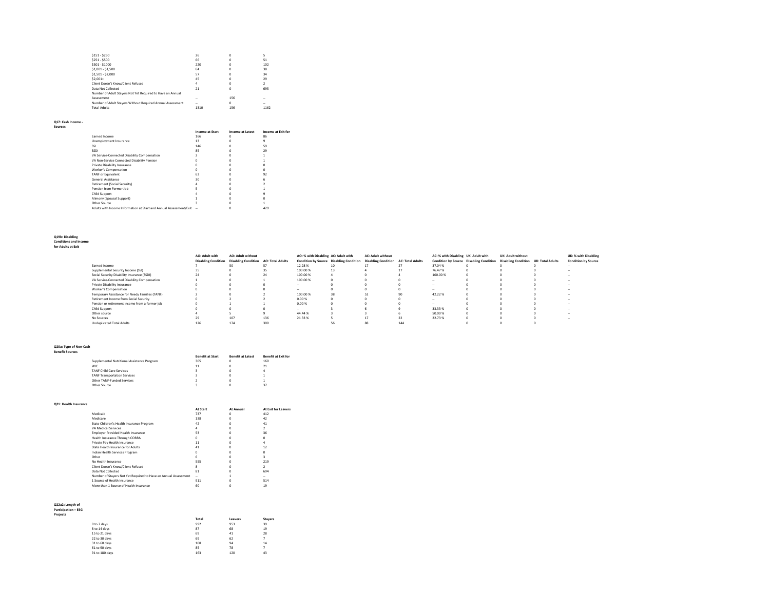| | | | |
|---|---|---|---|
| $151 - $250 | 26 | 0 | 5 |
| $251 - $500 | 66 | 0 | 51 |
| $501 - $1000 | 220 | 0 | 102 |
| $1,001 - $1,500 | 64 | 0 | 38 |
| $1,501 - $2,000 | 57 | 0 | 34 |
| $2,001+ | 45 | 0 | 29 |
| Client Doesn't Know/Client Refused | 4 | 0 | 2 |
| Data Not Collected | 21 | 0 | 695 |
| Number of Adult Stayers Not Yet Required to Have an Annual Assessment | -- | 156 | -- |
| Number of Adult Stayers Without Required Annual Assessment | -- | 0 | -- |
| Total Adults | 1310 | 156 | 1162 |

**Q17: Cash Income - Sources**

| | Income at Start | Income at Latest | Income at Exit for |
|---|---|---|---|
| Earned Income | 166 | 0 | 86 |
| Unemployment Insurance | 13 | 0 | 9 |
| SSI | 146 | 0 | 59 |
| SSDI | 85 | 0 | 29 |
| VA Service-Connected Disability Compensation | 2 | 0 | 1 |
| VA Non-Service Connected Disability Pension | 0 | 0 | 1 |
| Private Disability Insurance | 0 | 0 | 0 |
| Worker's Compensation | 0 | 0 | 0 |
| TANF or Equivalent | 63 | 0 | 92 |
| General Assistance | 30 | 0 | 6 |
| Retirement (Social Security) | 4 | 0 | 2 |
| Pension from Former Job | 5 | 0 | 1 |
| Child Support | 4 | 0 | 9 |
| Alimony (Spousal Support) | 1 | 0 | 0 |
| Other Source | 3 | 0 | 1 |
| Adults with Income Information at Start and Annual Assessment/Exit | -- | 0 | 429 |

**Q19b: Disabling Conditions and Income for Adults at Exit**

| | AO: Adult with Disabling Condition | AO: Adult without Disabling Condition | AO: Total Adults | AO: % with Disabling Condition by Source | AC: Adult with Disabling Condition | AC: Adult without Disabling Condition | AC: Total Adults | AC: % with Disabling Condition by Source | UK: Adult with Disabling Condition | UK: Adult without Disabling Condition | UK: Total Adults | UK: % with Disabling Condition by Source |
|---|---|---|---|---|---|---|---|---|---|---|---|---|
| Earned Income | 7 | 50 | 57 | 12.28 % | 10 | 17 | 27 | 37.04 % | 0 | 0 | 0 | -- |
| Supplemental Security Income (SSI) | 35 | 0 | 35 | 100.00 % | 13 | 4 | 17 | 76.47 % | 0 | 0 | 0 | -- |
| Social Security Disability Insurance (SSDI) | 24 | 0 | 24 | 100.00 % | 4 | 0 | 4 | 100.00 % | 0 | 0 | 0 | -- |
| VA Service-Connected Disability Compensation | 1 | 0 | 1 | 100.00 % | 0 | 0 | 0 | -- | 0 | 0 | 0 | -- |
| Private Disability Insurance | 0 | 0 | 0 | -- | 0 | 0 | 0 | -- | 0 | 0 | 0 | -- |
| Worker's Compensation | 0 | 0 | 0 | -- | 0 | 0 | 0 | -- | 0 | 0 | 0 | -- |
| Temporary Assistance for Needy Families (TANF) | 2 | 0 | 2 | 100.00 % | 38 | 52 | 90 | 42.22 % | 0 | 0 | 0 | -- |
| Retirement Income from Social Security | 0 | 2 | 2 | 0.00 % | 0 | 0 | 0 | -- | 0 | 0 | 0 | -- |
| Pension or retirement income from a former job | 0 | 1 | 1 | 0.00 % | 0 | 0 | 0 | -- | 0 | 0 | 0 | -- |
| Child Support | 0 | 0 | 0 | -- | 3 | 6 | 9 | 33.33 % | 0 | 0 | 0 | -- |
| Other source | 4 | 5 | 9 | 44.44 % | 3 | 3 | 6 | 50.00 % | 0 | 0 | 0 | -- |
| No Sources | 29 | 107 | 136 | 21.33 % | 5 | 17 | 22 | 22.73 % | 0 | 0 | 0 | -- |
| Unduplicated Total Adults | 126 | 174 | 300 | | 56 | 88 | 144 | | 0 | 0 | 0 | |

**Q20a: Type of Non-Cash Benefit Sources**

| | Benefit at Start | Benefit at Latest | Benefit at Exit for |
|---|---|---|---|
| Supplemental Nutritional Assistance Program | 305 | 0 | 160 |
| WIC | 11 | 0 | 21 |
| TANF Child Care Services | 3 | 0 | 4 |
| TANF Transportation Services | 3 | 0 | 1 |
| Other TANF-Funded Services | 2 | 0 | 1 |
| Other Source | 3 | 0 | 37 |

**Q21: Health Insurance**

| | At Start | At Annual | At Exit for Leavers |
|---|---|---|---|
| Medicaid | 737 | 0 | 412 |
| Medicare | 138 | 0 | 42 |
| State Children's Health Insurance Program | 42 | 0 | 41 |
| VA Medical Services | 4 | 0 | 2 |
| Employer Provided Health Insurance | 53 | 0 | 36 |
| Health Insurance Through COBRA | 0 | 0 | 0 |
| Private Pay Health Insurance | 11 | 0 | 4 |
| State Health Insurance for Adults | 41 | 0 | 12 |
| Indian Health Services Program | 0 | 0 | 0 |
| Other | 6 | 0 | 3 |
| No Health Insurance | 555 | 0 | 219 |
| Client Doesn't Know/Client Refused | 8 | 0 | 2 |
| Data Not Collected | 81 | 0 | 694 |
| Number of Stayers Not Yet Required to Have an Annual Assessment | -- | 1 | -- |
| 1 Source of Health Insurance | 911 | 0 | 514 |
| More than 1 Source of Health Insurance | 60 | 0 | 19 |

**Q22a2: Length of Participation – ESG Projects**

| | Total | Leavers | Stayers |
|---|---|---|---|
| 0 to 7 days | 992 | 953 | 39 |
| 8 to 14 days | 87 | 68 | 19 |
| 15 to 21 days | 69 | 41 | 28 |
| 22 to 30 days | 69 | 62 | 7 |
| 31 to 60 days | 108 | 94 | 14 |
| 61 to 90 days | 85 | 78 | 7 |
| 91 to 180 days | 163 | 120 | 43 |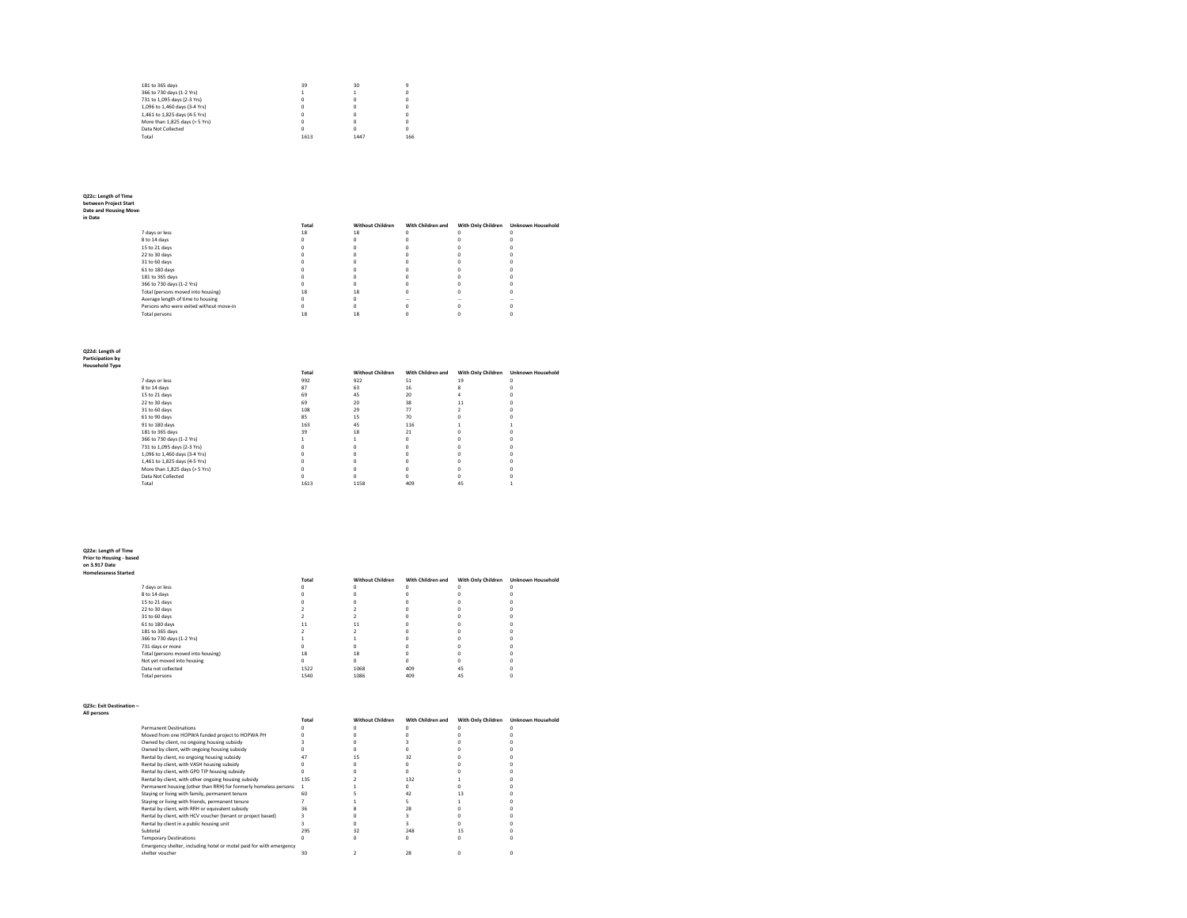| | | | |
|---|---|---|---|
| 181 to 365 days | 39 | 30 | 9 |
| 366 to 730 days (1-2 Yrs) | 1 | 1 | 0 |
| 731 to 1,095 days (2-3 Yrs) | 0 | 0 | 0 |
| 1,096 to 1,460 days (3-4 Yrs) | 0 | 0 | 0 |
| 1,461 to 1,825 days (4-5 Yrs) | 0 | 0 | 0 |
| More than 1,825 days (> 5 Yrs) | 0 | 0 | 0 |
| Data Not Collected | 0 | 0 | 0 |
| Total | 1613 | 1447 | 166 |

**Q22c: Length of Time between Project Start Date and Housing Move-in Date**

| | Total | Without Children | With Children and | With Only Children | Unknown Household |
|---|---|---|---|---|---|
| 7 days or less | 18 | 18 | 0 | 0 | 0 |
| 8 to 14 days | 0 | 0 | 0 | 0 | 0 |
| 15 to 21 days | 0 | 0 | 0 | 0 | 0 |
| 22 to 30 days | 0 | 0 | 0 | 0 | 0 |
| 31 to 60 days | 0 | 0 | 0 | 0 | 0 |
| 61 to 180 days | 0 | 0 | 0 | 0 | 0 |
| 181 to 365 days | 0 | 0 | 0 | 0 | 0 |
| 366 to 730 days (1-2 Yrs) | 0 | 0 | 0 | 0 | 0 |
| Total (persons moved into housing) | 18 | 18 | 0 | 0 | 0 |
| Average length of time to housing | 0 | 0 | -- | -- | -- |
| Persons who were exited without move-in | 0 | 0 | 0 | 0 | 0 |
| Total persons | 18 | 18 | 0 | 0 | 0 |

**Q22d: Length of Participation by Household Type**

| | Total | Without Children | With Children and | With Only Children | Unknown Household |
|---|---|---|---|---|---|
| 7 days or less | 992 | 922 | 51 | 19 | 0 |
| 8 to 14 days | 87 | 63 | 16 | 8 | 0 |
| 15 to 21 days | 69 | 45 | 20 | 4 | 0 |
| 22 to 30 days | 69 | 20 | 38 | 11 | 0 |
| 31 to 60 days | 108 | 29 | 77 | 2 | 0 |
| 61 to 90 days | 85 | 15 | 70 | 0 | 0 |
| 91 to 180 days | 163 | 45 | 116 | 1 | 1 |
| 181 to 365 days | 39 | 18 | 21 | 0 | 0 |
| 366 to 730 days (1-2 Yrs) | 1 | 1 | 0 | 0 | 0 |
| 731 to 1,095 days (2-3 Yrs) | 0 | 0 | 0 | 0 | 0 |
| 1,096 to 1,460 days (3-4 Yrs) | 0 | 0 | 0 | 0 | 0 |
| 1,461 to 1,825 days (4-5 Yrs) | 0 | 0 | 0 | 0 | 0 |
| More than 1,825 days (> 5 Yrs) | 0 | 0 | 0 | 0 | 0 |
| Data Not Collected | 0 | 0 | 0 | 0 | 0 |
| Total | 1613 | 1158 | 409 | 45 | 1 |

**Q22e: Length of Time Prior to Housing - based on 3.917 Date Homelessness Started**

| | Total | Without Children | With Children and | With Only Children | Unknown Household |
|---|---|---|---|---|---|
| 7 days or less | 0 | 0 | 0 | 0 | 0 |
| 8 to 14 days | 0 | 0 | 0 | 0 | 0 |
| 15 to 21 days | 0 | 0 | 0 | 0 | 0 |
| 22 to 30 days | 2 | 2 | 0 | 0 | 0 |
| 31 to 60 days | 2 | 2 | 0 | 0 | 0 |
| 61 to 180 days | 11 | 11 | 0 | 0 | 0 |
| 181 to 365 days | 2 | 2 | 0 | 0 | 0 |
| 366 to 730 days (1-2 Yrs) | 1 | 1 | 0 | 0 | 0 |
| 731 days or more | 0 | 0 | 0 | 0 | 0 |
| Total (persons moved into housing) | 18 | 18 | 0 | 0 | 0 |
| Not yet moved into housing | 0 | 0 | 0 | 0 | 0 |
| Data not collected | 1522 | 1068 | 409 | 45 | 0 |
| Total persons | 1540 | 1086 | 409 | 45 | 0 |

**Q23c: Exit Destination – All persons**

| | Total | Without Children | With Children and | With Only Children | Unknown Household |
|---|---|---|---|---|---|
| Permanent Destinations | 0 | 0 | 0 | 0 | 0 |
| Moved from one HOPWA funded project to HOPWA PH | 0 | 0 | 0 | 0 | 0 |
| Owned by client, no ongoing housing subsidy | 3 | 0 | 3 | 0 | 0 |
| Owned by client, with ongoing housing subsidy | 0 | 0 | 0 | 0 | 0 |
| Rental by client, no ongoing housing subsidy | 47 | 15 | 32 | 0 | 0 |
| Rental by client, with VASH housing subsidy | 0 | 0 | 0 | 0 | 0 |
| Rental by client, with GPD TIP housing subsidy | 0 | 0 | 0 | 0 | 0 |
| Rental by client, with other ongoing housing subsidy | 135 | 2 | 132 | 1 | 0 |
| Permanent housing (other than RRH) for formerly homeless persons | 1 | 1 | 0 | 0 | 0 |
| Staying or living with family, permanent tenure | 60 | 5 | 42 | 13 | 0 |
| Staying or living with friends, permanent tenure | 7 | 1 | 5 | 1 | 0 |
| Rental by client, with RRH or equivalent subsidy | 36 | 8 | 28 | 0 | 0 |
| Rental by client, with HCV voucher (tenant or project based) | 3 | 0 | 3 | 0 | 0 |
| Rental by client in a public housing unit | 3 | 0 | 3 | 0 | 0 |
| Subtotal | 295 | 32 | 248 | 15 | 0 |
| Temporary Destinations | 0 | 0 | 0 | 0 | 0 |
| Emergency shelter, including hotel or motel paid for with emergency shelter voucher | 30 | 2 | 28 | 0 | 0 |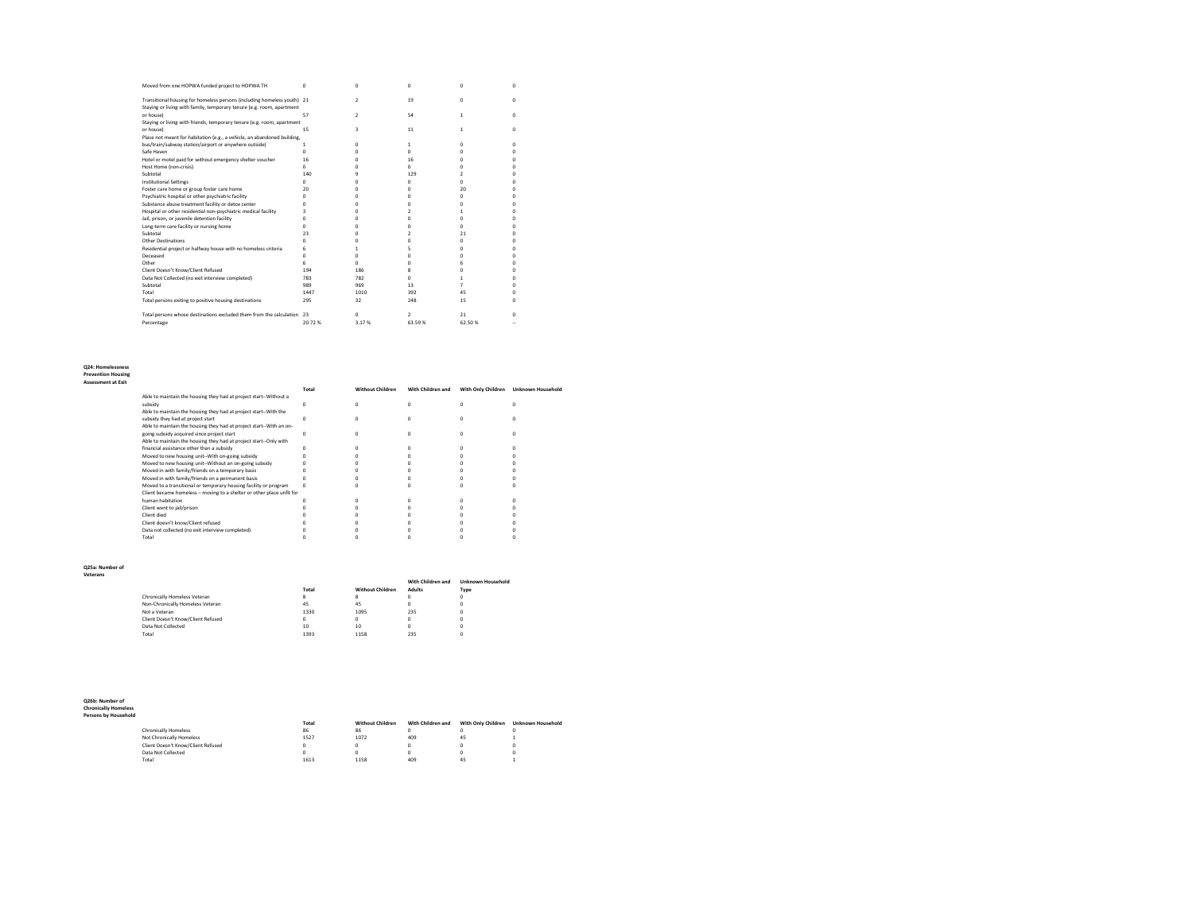| | | | | | |
|---|---|---|---|---|---|
| Moved from one HOPWA funded project to HOPWA TH | 0 | 0 | 0 | 0 | 0 |
| Transitional housing for homeless persons (including homeless youth) | 21 | 2 | 19 | 0 | 0 |
| Staying or living with family, temporary tenure (e.g. room, apartment or house) | 57 | 2 | 54 | 1 | 0 |
| Staying or living with friends, temporary tenure (e.g. room, apartment or house) | 15 | 3 | 11 | 1 | 0 |
| Place not meant for habitation (e.g., a vehicle, an abandoned building, bus/train/subway station/airport or anywhere outside) | 1 | 0 | 1 | 0 | 0 |
| Safe Haven | 0 | 0 | 0 | 0 | 0 |
| Hotel or motel paid for without emergency shelter voucher | 16 | 0 | 16 | 0 | 0 |
| Host Home (non-crisis) | 0 | 0 | 0 | 0 | 0 |
| Subtotal | 140 | 9 | 129 | 2 | 0 |
| Institutional Settings | 0 | 0 | 0 | 0 | 0 |
| Foster care home or group foster care home | 20 | 0 | 0 | 20 | 0 |
| Psychiatric hospital or other psychiatric facility | 0 | 0 | 0 | 0 | 0 |
| Substance abuse treatment facility or detox center | 0 | 0 | 0 | 0 | 0 |
| Hospital or other residential non-psychiatric medical facility | 3 | 0 | 2 | 1 | 0 |
| Jail, prison, or juvenile detention facility | 0 | 0 | 0 | 0 | 0 |
| Long-term care facility or nursing home | 0 | 0 | 0 | 0 | 0 |
| Subtotal | 23 | 0 | 2 | 21 | 0 |
| Other Destinations | 0 | 0 | 0 | 0 | 0 |
| Residential project or halfway house with no homeless criteria | 6 | 1 | 5 | 0 | 0 |
| Deceased | 0 | 0 | 0 | 0 | 0 |
| Other | 6 | 0 | 0 | 6 | 0 |
| Client Doesn't Know/Client Refused | 194 | 186 | 8 | 0 | 0 |
| Data Not Collected (no exit interview completed) | 783 | 782 | 0 | 1 | 0 |
| Subtotal | 989 | 969 | 13 | 7 | 0 |
| Total | 1447 | 1010 | 392 | 45 | 0 |
| Total persons exiting to positive housing destinations | 295 | 32 | 248 | 15 | 0 |
| Total persons whose destinations excluded them from the calculation | 23 | 0 | 2 | 21 | 0 |
| Percentage | 20.72 % | 3.17 % | 63.59 % | 62.50 % | -- |

**Q24: Homelessness Prevention Housing Assessment at Exit**

| | Total | Without Children | With Children and | With Only Children | Unknown Household |
|---|---|---|---|---|---|
| Able to maintain the housing they had at project start--Without a subsidy | 0 | 0 | 0 | 0 | 0 |
| Able to maintain the housing they had at project start--With the subsidy they had at project start | 0 | 0 | 0 | 0 | 0 |
| Able to maintain the housing they had at project start--With an on-going subsidy acquired since project start | 0 | 0 | 0 | 0 | 0 |
| Able to maintain the housing they had at project start--Only with financial assistance other than a subsidy | 0 | 0 | 0 | 0 | 0 |
| Moved to new housing unit--With on-going subsidy | 0 | 0 | 0 | 0 | 0 |
| Moved to new housing unit--Without an on-going subsidy | 0 | 0 | 0 | 0 | 0 |
| Moved in with family/friends on a temporary basis | 0 | 0 | 0 | 0 | 0 |
| Moved in with family/friends on a permanent basis | 0 | 0 | 0 | 0 | 0 |
| Moved to a transitional or temporary housing facility or program | 0 | 0 | 0 | 0 | 0 |
| Client became homeless – moving to a shelter or other place unfit for human habitation | 0 | 0 | 0 | 0 | 0 |
| Client went to jail/prison | 0 | 0 | 0 | 0 | 0 |
| Client died | 0 | 0 | 0 | 0 | 0 |
| Client doesn't know/Client refused | 0 | 0 | 0 | 0 | 0 |
| Data not collected (no exit interview completed) | 0 | 0 | 0 | 0 | 0 |
| Total | 0 | 0 | 0 | 0 | 0 |

**Q25a: Number of Veterans**

| | Total | Without Children | With Children and Adults | Unknown Household Type |
|---|---|---|---|---|
| Chronically Homeless Veteran | 8 | 8 | 0 | 0 |
| Non-Chronically Homeless Veteran | 45 | 45 | 0 | 0 |
| Not a Veteran | 1330 | 1095 | 235 | 0 |
| Client Doesn't Know/Client Refused | 0 | 0 | 0 | 0 |
| Data Not Collected | 10 | 10 | 0 | 0 |
| Total | 1393 | 1158 | 235 | 0 |

**Q26b: Number of Chronically Homeless Persons by Household**

| | Total | Without Children | With Children and | With Only Children | Unknown Household |
|---|---|---|---|---|---|
| Chronically Homeless | 86 | 86 | 0 | 0 | 0 |
| Not Chronically Homeless | 1527 | 1072 | 409 | 45 | 1 |
| Client Doesn't Know/Client Refused | 0 | 0 | 0 | 0 | 0 |
| Data Not Collected | 0 | 0 | 0 | 0 | 0 |
| Total | 1613 | 1158 | 409 | 45 | 1 |